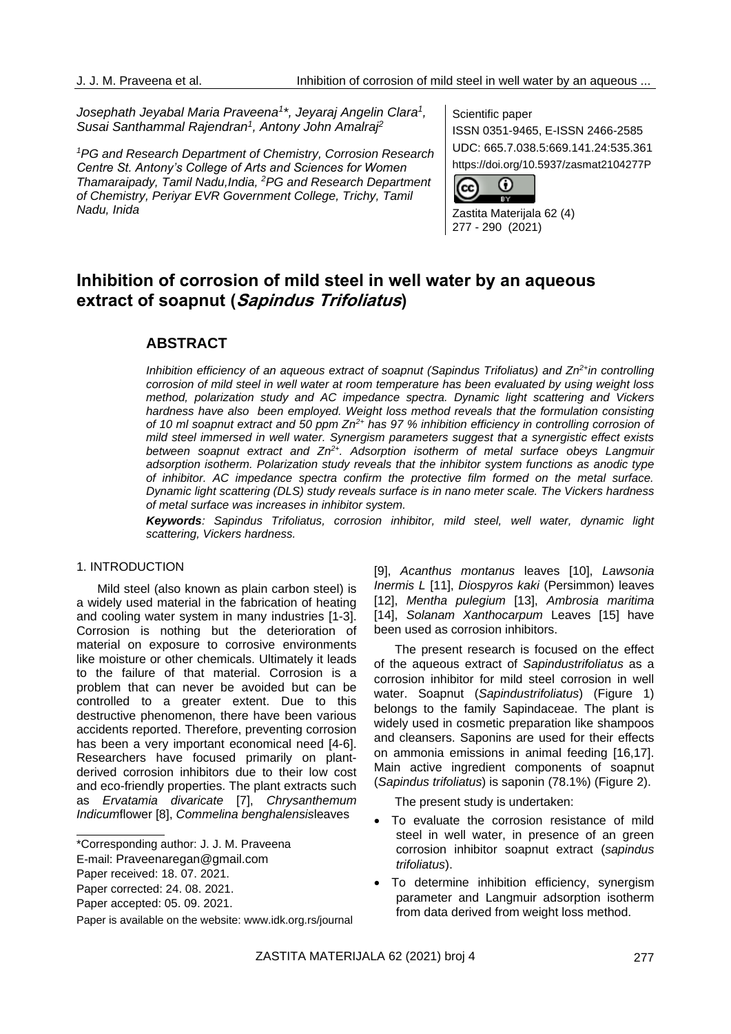Josephath Jeyabal Maria Praveena[1]*, Jeyaraj Angelin Clara[1], Susai Santhammal Rajendran[1], Antony John Amalraj[2]

[1]PG and Research Department of Chemistry, Corrosion Research Centre St. Antony's College of Arts and Sciences for Women Thamaraipady, Tamil Nadu,India, [2]PG and Research Department of Chemistry, Periyar EVR Government College, Trichy, Tamil Nadu, Inida

Scientific paper
ISSN 0351-9465, E-ISSN 2466-2585
UDC: 665.7.038.5:669.141.24:535.361
https://doi.org/10.5937/zasmat2104277P

Zastita Materijala 62 (4)
277 - 290 (2021)

# Inhibition of corrosion of mild steel in well water by an aqueous extract of soapnut (*Sapindus Trifoliatus*)

## ABSTRACT

*Inhibition efficiency of an aqueous extract of soapnut (Sapindus Trifoliatus) and $Zn^{2+}$in controlling corrosion of mild steel in well water at room temperature has been evaluated by using weight loss method, polarization study and AC impedance spectra. Dynamic light scattering and Vickers hardness have also been employed. Weight loss method reveals that the formulation consisting of 10 ml soapnut extract and 50 ppm $Zn^{2+}$ has 97 % inhibition efficiency in controlling corrosion of mild steel immersed in well water. Synergism parameters suggest that a synergistic effect exists between soapnut extract and $Zn^{2+}$. Adsorption isotherm of metal surface obeys Langmuir adsorption isotherm. Polarization study reveals that the inhibitor system functions as anodic type of inhibitor. AC impedance spectra confirm the protective film formed on the metal surface. Dynamic light scattering (DLS) study reveals surface is in nano meter scale. The Vickers hardness of metal surface was increases in inhibitor system.*

***Keywords**: Sapindus Trifoliatus, corrosion inhibitor, mild steel, well water, dynamic light scattering, Vickers hardness.*

## 1. INTRODUCTION

Mild steel (also known as plain carbon steel) is a widely used material in the fabrication of heating and cooling water system in many industries [1-3]. Corrosion is nothing but the deterioration of material on exposure to corrosive environments like moisture or other chemicals. Ultimately it leads to the failure of that material. Corrosion is a problem that can never be avoided but can be controlled to a greater extent. Due to this destructive phenomenon, there have been various accidents reported. Therefore, preventing corrosion has been a very important economical need [4-6]. Researchers have focused primarily on plant-derived corrosion inhibitors due to their low cost and eco-friendly properties. The plant extracts such as *Ervatamia divaricate* [7], *Chrysanthemum Indicum*flower [8], *Commelina benghalensis*leaves [9], *Acanthus montanus* leaves [10], *Lawsonia Inermis L* [11], *Diospyros kaki* (Persimmon) leaves [12], *Mentha pulegium* [13], *Ambrosia maritima* [14], *Solanam Xanthocarpum* Leaves [15] have been used as corrosion inhibitors.

The present research is focused on the effect of the aqueous extract of *Sapindustrifoliatus* as a corrosion inhibitor for mild steel corrosion in well water. Soapnut (*Sapindustrifoliatus*) (Figure 1) belongs to the family Sapindaceae. The plant is widely used in cosmetic preparation like shampoos and cleansers. Saponins are used for their effects on ammonia emissions in animal feeding [16,17]. Main active ingredient components of soapnut (*Sapindus trifoliatus*) is saponin (78.1%) (Figure 2).

The present study is undertaken:

- To evaluate the corrosion resistance of mild steel in well water, in presence of an green corrosion inhibitor soapnut extract (*sapindus trifoliatus*).
- To determine inhibition efficiency, synergism parameter and Langmuir adsorption isotherm from data derived from weight loss method.

\*Corresponding author: J. J. M. Praveena
E-mail: Praveenaregan@gmail.com
Paper received: 18. 07. 2021.
Paper corrected: 24. 08. 2021.
Paper accepted: 05. 09. 2021.
Paper is available on the website: www.idk.org.rs/journal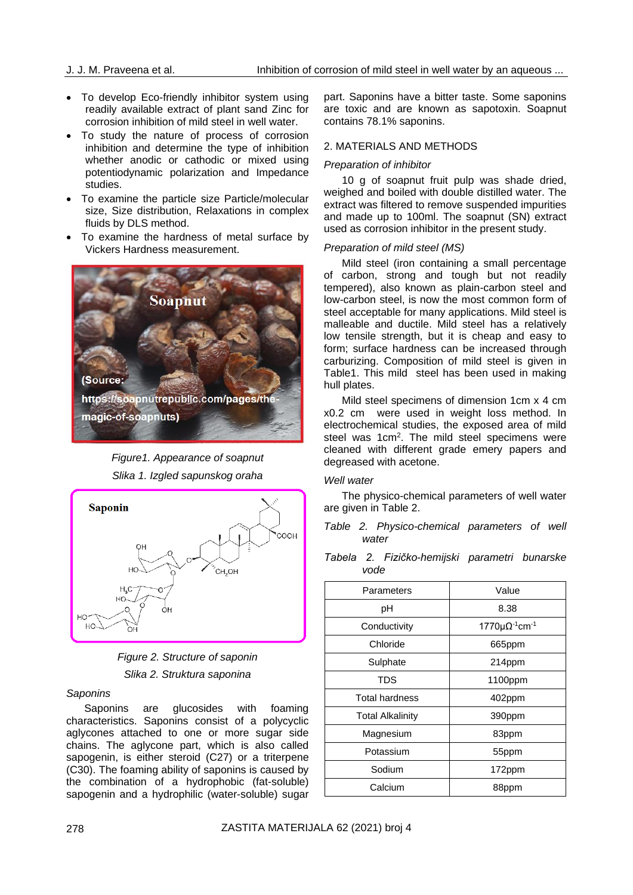- To develop Eco-friendly inhibitor system using readily available extract of plant sand Zinc for corrosion inhibition of mild steel in well water.
- To study the nature of process of corrosion inhibition and determine the type of inhibition whether anodic or cathodic or mixed using potentiodynamic polarization and Impedance studies.
- To examine the particle size Particle/molecular size, Size distribution, Relaxations in complex fluids by DLS method.
- To examine the hardness of metal surface by Vickers Hardness measurement.

*Figure1. Appearance of soapnut*

*Slika 1. Izgled sapunskog oraha*

*Figure 2. Structure of saponin*

*Slika 2. Struktura saponina*

*Saponins*

Saponins are glucosides with foaming characteristics. Saponins consist of a polycyclic aglycones attached to one or more sugar side chains. The aglycone part, which is also called sapogenin, is either steroid (C27) or a triterpene (C30). The foaming ability of saponins is caused by the combination of a hydrophobic (fat-soluble) sapogenin and a hydrophilic (water-soluble) sugar part. Saponins have a bitter taste. Some saponins are toxic and are known as sapotoxin. Soapnut contains 78.1% saponins.

## 2. MATERIALS AND METHODS

*Preparation of inhibitor*

10 g of soapnut fruit pulp was shade dried, weighed and boiled with double distilled water. The extract was filtered to remove suspended impurities and made up to 100ml. The soapnut (SN) extract used as corrosion inhibitor in the present study.

*Preparation of mild steel (MS)*

Mild steel (iron containing a small percentage of carbon, strong and tough but not readily tempered), also known as plain-carbon steel and low-carbon steel, is now the most common form of steel acceptable for many applications. Mild steel is malleable and ductile. Mild steel has a relatively low tensile strength, but it is cheap and easy to form; surface hardness can be increased through carburizing. Composition of mild steel is given in Table1. This mild steel has been used in making hull plates.

Mild steel specimens of dimension 1cm x 4 cm x0.2 cm were used in weight loss method. In electrochemical studies, the exposed area of mild steel was $1cm^2$. The mild steel specimens were cleaned with different grade emery papers and degreased with acetone.

*Well water*

The physico-chemical parameters of well water are given in Table 2.

*Table 2. Physico-chemical parameters of well water*

*Tabela 2. Fizičko-hemijski parametri bunarske vode*

| Parameters | Value |
|---|---|
| pH | 8.38 |
| Conductivity | $1770 \mu\Omega^{-1}cm^{-1}$ |
| Chloride | 665ppm |
| Sulphate | 214ppm |
| TDS | 1100ppm |
| Total hardness | 402ppm |
| Total Alkalinity | 390ppm |
| Magnesium | 83ppm |
| Potassium | 55ppm |
| Sodium | 172ppm |
| Calcium | 88ppm |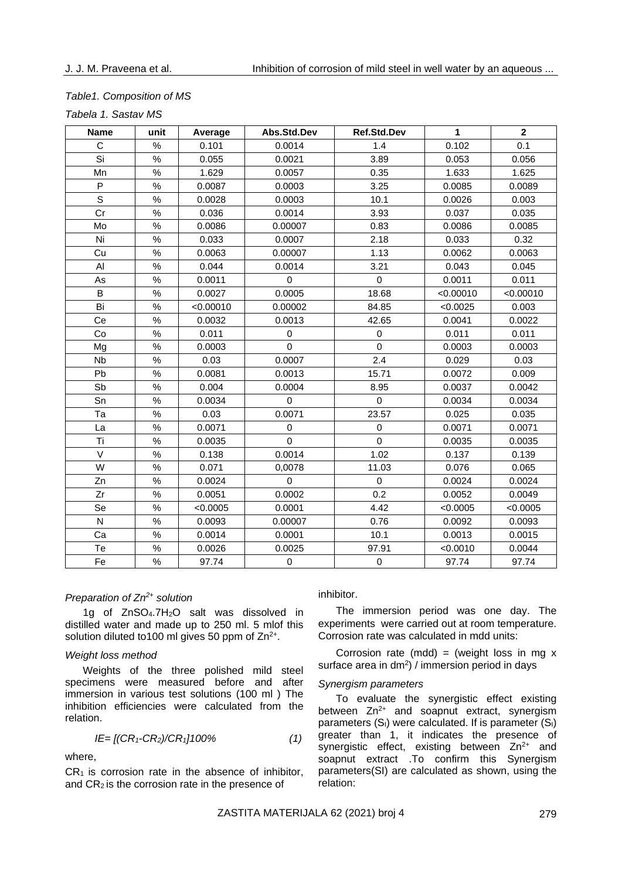*Table1. Composition of MS*

*Tabela 1. Sastav MS*

| Name | unit | Average | Abs.Std.Dev | Ref.Std.Dev | 1 | 2 |
|---|---|---|---|---|---|---|
| C | % | 0.101 | 0.0014 | 1.4 | 0.102 | 0.1 |
| Si | % | 0.055 | 0.0021 | 3.89 | 0.053 | 0.056 |
| Mn | % | 1.629 | 0.0057 | 0.35 | 1.633 | 1.625 |
| P | % | 0.0087 | 0.0003 | 3.25 | 0.0085 | 0.0089 |
| S | % | 0.0028 | 0.0003 | 10.1 | 0.0026 | 0.003 |
| Cr | % | 0.036 | 0.0014 | 3.93 | 0.037 | 0.035 |
| Mo | % | 0.0086 | 0.00007 | 0.83 | 0.0086 | 0.0085 |
| Ni | % | 0.033 | 0.0007 | 2.18 | 0.033 | 0.32 |
| Cu | % | 0.0063 | 0.00007 | 1.13 | 0.0062 | 0.0063 |
| Al | % | 0.044 | 0.0014 | 3.21 | 0.043 | 0.045 |
| As | % | 0.0011 | 0 | 0 | 0.0011 | 0.011 |
| B | % | 0.0027 | 0.0005 | 18.68 | <0.00010 | <0.00010 |
| Bi | % | <0.00010 | 0.00002 | 84.85 | <0.0025 | 0.003 |
| Ce | % | 0.0032 | 0.0013 | 42.65 | 0.0041 | 0.0022 |
| Co | % | 0.011 | 0 | 0 | 0.011 | 0.011 |
| Mg | % | 0.0003 | 0 | 0 | 0.0003 | 0.0003 |
| Nb | % | 0.03 | 0.0007 | 2.4 | 0.029 | 0.03 |
| Pb | % | 0.0081 | 0.0013 | 15.71 | 0.0072 | 0.009 |
| Sb | % | 0.004 | 0.0004 | 8.95 | 0.0037 | 0.0042 |
| Sn | % | 0.0034 | 0 | 0 | 0.0034 | 0.0034 |
| Ta | % | 0.03 | 0.0071 | 23.57 | 0.025 | 0.035 |
| La | % | 0.0071 | 0 | 0 | 0.0071 | 0.0071 |
| Ti | % | 0.0035 | 0 | 0 | 0.0035 | 0.0035 |
| V | % | 0.138 | 0.0014 | 1.02 | 0.137 | 0.139 |
| W | % | 0.071 | 0,0078 | 11.03 | 0.076 | 0.065 |
| Zn | % | 0.0024 | 0 | 0 | 0.0024 | 0.0024 |
| Zr | % | 0.0051 | 0.0002 | 0.2 | 0.0052 | 0.0049 |
| Se | % | <0.0005 | 0.0001 | 4.42 | <0.0005 | <0.0005 |
| N | % | 0.0093 | 0.00007 | 0.76 | 0.0092 | 0.0093 |
| Ca | % | 0.0014 | 0.0001 | 10.1 | 0.0013 | 0.0015 |
| Te | % | 0.0026 | 0.0025 | 97.91 | <0.0010 | 0.0044 |
| Fe | % | 97.74 | 0 | 0 | 97.74 | 97.74 |

*Preparation of $Zn^{2+}$ solution*

1g of $ZnSO_4.7H_2O$ salt was dissolved in distilled water and made up to 250 ml. 5 mlof this solution diluted to100 ml gives 50 ppm of $Zn^{2+}$.

*Weight loss method*

Weights of the three polished mild steel specimens were measured before and after immersion in various test solutions (100 ml ) The inhibition efficiencies were calculated from the relation.

$$IE= [(CR_1-CR_2)/CR_1]100\% \qquad (1)$$

where,

$CR_1$ is corrosion rate in the absence of inhibitor, and $CR_2$ is the corrosion rate in the presence of inhibitor.

The immersion period was one day. The experiments were carried out at room temperature. Corrosion rate was calculated in mdd units:

Corrosion rate (mdd) = (weight loss in mg x surface area in $dm^2$) / immersion period in days

*Synergism parameters*

To evaluate the synergistic effect existing between $Zn^{2+}$ and soapnut extract, synergism parameters ($S_I$) were calculated. If is parameter ($S_I$) greater than 1, it indicates the presence of synergistic effect, existing between $Zn^{2+}$ and soapnut extract .To confirm this Synergism parameters(SI) are calculated as shown, using the relation: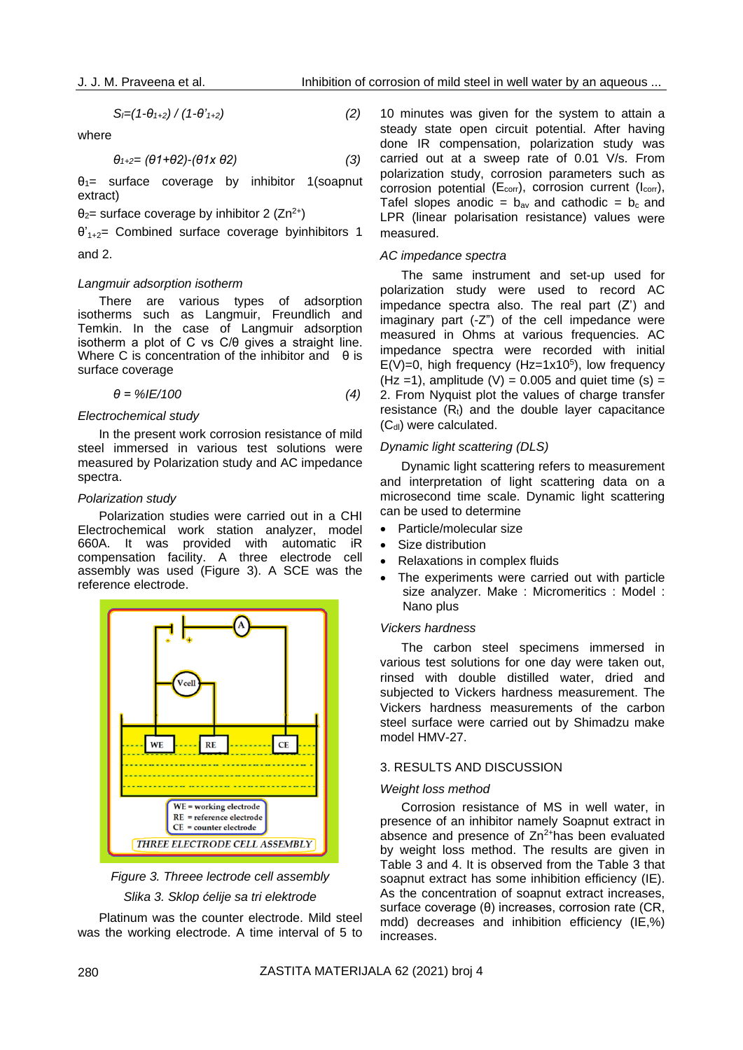$$S_I=(1-\theta_{1+2}) / (1-\theta'_{1+2}) \quad (2)$$

where

$$\theta_{1+2}= (\theta 1+\theta 2)-(\theta 1 x\ \theta 2) \quad (3)$$

$\theta_1$= surface coverage by inhibitor 1(soapnut extract)

$\theta_2$= surface coverage by inhibitor 2 ($Zn^{2+}$)

$\theta'_{1+2}$= Combined surface coverage byinhibitors 1 and 2.

*Langmuir adsorption isotherm*

There are various types of adsorption isotherms such as Langmuir, Freundlich and Temkin. In the case of Langmuir adsorption isotherm a plot of C vs C/θ gives a straight line. Where C is concentration of the inhibitor and θ is surface coverage

$$\theta = \%IE/100 \quad (4)$$

*Electrochemical study*

In the present work corrosion resistance of mild steel immersed in various test solutions were measured by Polarization study and AC impedance spectra.

*Polarization study*

Polarization studies were carried out in a CHI Electrochemical work station analyzer, model 660A. It was provided with automatic iR compensation facility. A three electrode cell assembly was used (Figure 3). A SCE was the reference electrode.

*Figure 3. Threee lectrode cell assembly*

*Slika 3. Sklop ćelije sa tri elektrode*

Platinum was the counter electrode. Mild steel was the working electrode. A time interval of 5 to 10 minutes was given for the system to attain a steady state open circuit potential. After having done IR compensation, polarization study was carried out at a sweep rate of 0.01 V/s. From polarization study, corrosion parameters such as corrosion potential ($E_{corr}$), corrosion current ($I_{corr}$), Tafel slopes anodic = $b_{av}$ and cathodic = $b_c$ and LPR (linear polarisation resistance) values were measured.

*AC impedance spectra*

The same instrument and set-up used for polarization study were used to record AC impedance spectra also. The real part (Z') and imaginary part (-Z") of the cell impedance were measured in Ohms at various frequencies. AC impedance spectra were recorded with initial E(V)=0, high frequency (Hz=$1x10^5$), low frequency (Hz =1), amplitude (V) = 0.005 and quiet time (s) = 2. From Nyquist plot the values of charge transfer resistance ($R_t$) and the double layer capacitance ($C_{dl}$) were calculated.

*Dynamic light scattering (DLS)*

Dynamic light scattering refers to measurement and interpretation of light scattering data on a microsecond time scale. Dynamic light scattering can be used to determine

- Particle/molecular size
- Size distribution
- Relaxations in complex fluids
- The experiments were carried out with particle size analyzer. Make : Micromeritics : Model : Nano plus

*Vickers hardness*

The carbon steel specimens immersed in various test solutions for one day were taken out, rinsed with double distilled water, dried and subjected to Vickers hardness measurement. The Vickers hardness measurements of the carbon steel surface were carried out by Shimadzu make model HMV-27.

## 3. RESULTS AND DISCUSSION

*Weight loss method*

Corrosion resistance of MS in well water, in presence of an inhibitor namely Soapnut extract in absence and presence of $Zn^{2+}$has been evaluated by weight loss method. The results are given in Table 3 and 4. It is observed from the Table 3 that soapnut extract has some inhibition efficiency (IE). As the concentration of soapnut extract increases, surface coverage (θ) increases, corrosion rate (CR, mdd) decreases and inhibition efficiency (IE,%) increases.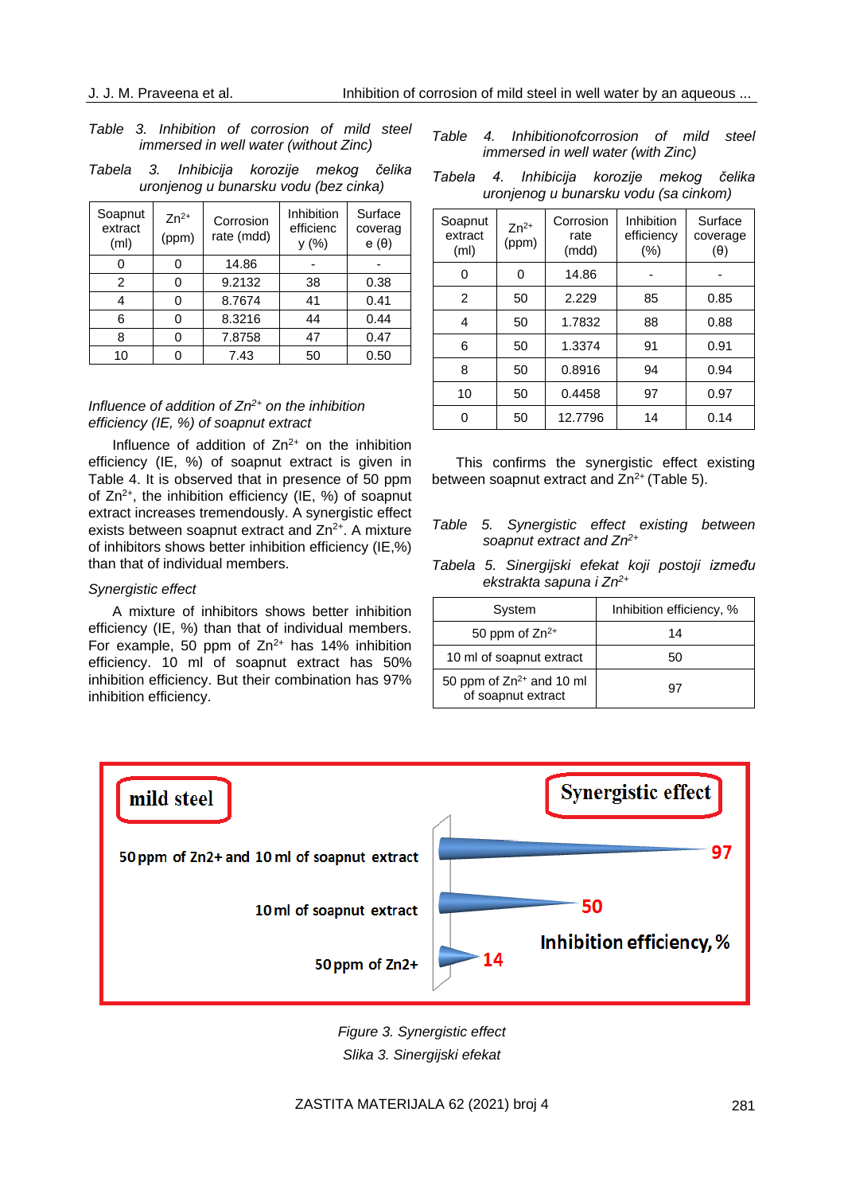*Table 3. Inhibition of corrosion of mild steel immersed in well water (without Zinc)*

*Tabela 3. Inhibicija korozije mekog čelika uronjenog u bunarsku vodu (bez cinka)*

| Soapnut extract (ml) | $Zn^{2+}$ (ppm) | Corrosion rate (mdd) | Inhibition efficiency (%) | Surface coverage (θ) |
|---|---|---|---|---|
| 0 | 0 | 14.86 | - | - |
| 2 | 0 | 9.2132 | 38 | 0.38 |
| 4 | 0 | 8.7674 | 41 | 0.41 |
| 6 | 0 | 8.3216 | 44 | 0.44 |
| 8 | 0 | 7.8758 | 47 | 0.47 |
| 10 | 0 | 7.43 | 50 | 0.50 |

*Influence of addition of $Zn^{2+}$ on the inhibition efficiency (IE, %) of soapnut extract*

Influence of addition of $Zn^{2+}$ on the inhibition efficiency (IE, %) of soapnut extract is given in Table 4. It is observed that in presence of 50 ppm of $Zn^{2+}$, the inhibition efficiency (IE, %) of soapnut extract increases tremendously. A synergistic effect exists between soapnut extract and $Zn^{2+}$. A mixture of inhibitors shows better inhibition efficiency (IE,%) than that of individual members.

*Synergistic effect*

A mixture of inhibitors shows better inhibition efficiency (IE, %) than that of individual members. For example, 50 ppm of $Zn^{2+}$ has 14% inhibition efficiency. 10 ml of soapnut extract has 50% inhibition efficiency. But their combination has 97% inhibition efficiency.

*Table 4. Inhibitionofcorrosion of mild steel immersed in well water (with Zinc)*

*Tabela 4. Inhibicija korozije mekog čelika uronjenog u bunarsku vodu (sa cinkom)*

| Soapnut extract (ml) | $Zn^{2+}$ (ppm) | Corrosion rate (mdd) | Inhibition efficiency (%) | Surface coverage (θ) |
|---|---|---|---|---|
| 0 | 0 | 14.86 | - | - |
| 2 | 50 | 2.229 | 85 | 0.85 |
| 4 | 50 | 1.7832 | 88 | 0.88 |
| 6 | 50 | 1.3374 | 91 | 0.91 |
| 8 | 50 | 0.8916 | 94 | 0.94 |
| 10 | 50 | 0.4458 | 97 | 0.97 |
| 0 | 50 | 12.7796 | 14 | 0.14 |

This confirms the synergistic effect existing between soapnut extract and $Zn^{2+}$ (Table 5).

*Table 5. Synergistic effect existing between soapnut extract and $Zn^{2+}$*

*Tabela 5. Sinergijski efekat koji postoji između ekstrakta sapuna i $Zn^{2+}$*

| System | Inhibition efficiency, % |
|---|---|
| 50 ppm of $Zn^{2+}$ | 14 |
| 10 ml of soapnut extract | 50 |
| 50 ppm of $Zn^{2+}$ and 10 ml of soapnut extract | 97 |

**mild steel** — **Synergistic effect**

| | Inhibition efficiency, % |
|---|---|
| 50 ppm of Zn2+ and 10 ml of soapnut extract | 97 |
| 10 ml of soapnut extract | 50 |
| 50 ppm of Zn2+ | 14 |

*Figure 3. Synergistic effect*

*Slika 3. Sinergijski efekat*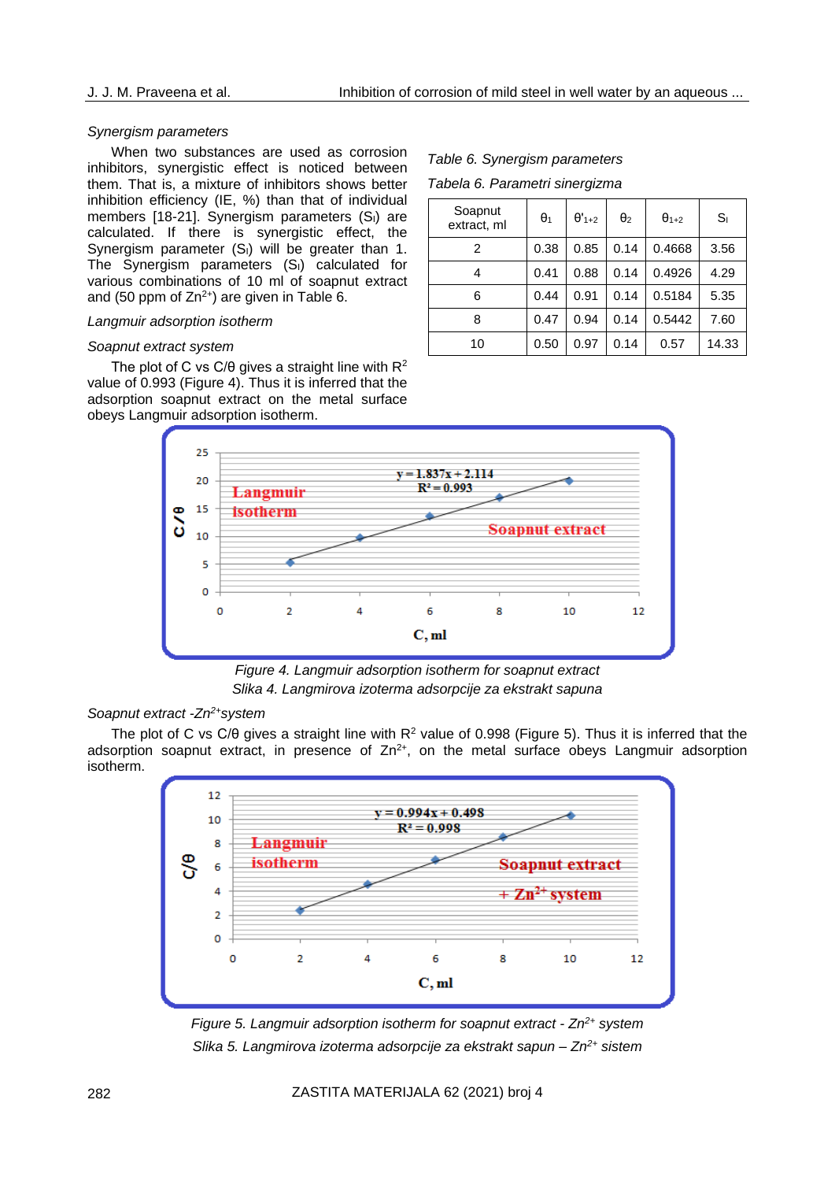*Synergism parameters*

When two substances are used as corrosion inhibitors, synergistic effect is noticed between them. That is, a mixture of inhibitors shows better inhibition efficiency (IE, %) than that of individual members [18-21]. Synergism parameters ($S_I$) are calculated. If there is synergistic effect, the Synergism parameter ($S_I$) will be greater than 1. The Synergism parameters ($S_I$) calculated for various combinations of 10 ml of soapnut extract and (50 ppm of $Zn^{2+}$) are given in Table 6.

*Table 6. Synergism parameters*

*Tabela 6. Parametri sinergizma*

| Soapnut extract, ml | $\theta_1$ | $\theta'_{1+2}$ | $\theta_2$ | $\theta_{1+2}$ | $S_I$ |
|---|---|---|---|---|---|
| 2 | 0.38 | 0.85 | 0.14 | 0.4668 | 3.56 |
| 4 | 0.41 | 0.88 | 0.14 | 0.4926 | 4.29 |
| 6 | 0.44 | 0.91 | 0.14 | 0.5184 | 5.35 |
| 8 | 0.47 | 0.94 | 0.14 | 0.5442 | 7.60 |
| 10 | 0.50 | 0.97 | 0.14 | 0.57 | 14.33 |

*Langmuir adsorption isotherm*

*Soapnut extract system*

The plot of C vs C/θ gives a straight line with $R^2$ value of 0.993 (Figure 4). Thus it is inferred that the adsorption soapnut extract on the metal surface obeys Langmuir adsorption isotherm.

*Figure 4. Langmuir adsorption isotherm for soapnut extract*

*Slika 4. Langmirova izoterma adsorpcije za ekstrakt sapuna*

*Soapnut extract -$Zn^{2+}$system*

The plot of C vs C/θ gives a straight line with $R^2$ value of 0.998 (Figure 5). Thus it is inferred that the adsorption soapnut extract, in presence of $Zn^{2+}$, on the metal surface obeys Langmuir adsorption isotherm.

*Figure 5. Langmuir adsorption isotherm for soapnut extract - $Zn^{2+}$ system*

*Slika 5. Langmirova izoterma adsorpcije za ekstrakt sapun – $Zn^{2+}$ sistem*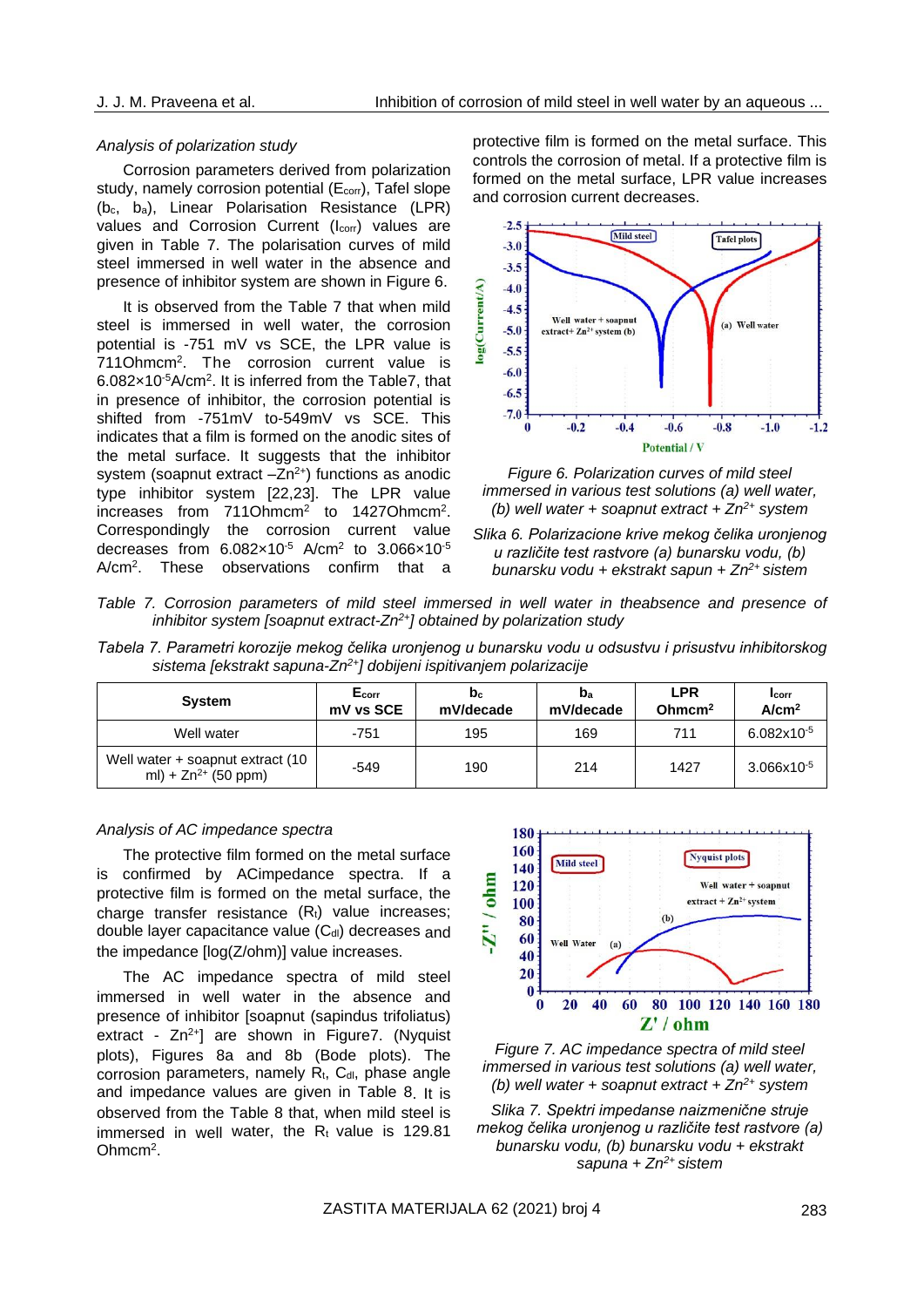*Analysis of polarization study*

Corrosion parameters derived from polarization study, namely corrosion potential ($E_{corr}$), Tafel slope ($b_c$, $b_a$), Linear Polarisation Resistance (LPR) values and Corrosion Current ($I_{corr}$) values are given in Table 7. The polarisation curves of mild steel immersed in well water in the absence and presence of inhibitor system are shown in Figure 6.

It is observed from the Table 7 that when mild steel is immersed in well water, the corrosion potential is -751 mV vs SCE, the LPR value is 711Ohmcm$^2$. The corrosion current value is 6.082×10$^{-5}$A/cm$^2$. It is inferred from the Table7, that in presence of inhibitor, the corrosion potential is shifted from -751mV to-549mV vs SCE. This indicates that a film is formed on the anodic sites of the metal surface. It suggests that the inhibitor system (soapnut extract –$Zn^{2+}$) functions as anodic type inhibitor system [22,23]. The LPR value increases from 711Ohmcm$^2$ to 1427Ohmcm$^2$. Correspondingly the corrosion current value decreases from 6.082×10$^{-5}$ A/cm$^2$ to 3.066×10$^{-5}$ A/cm$^2$. These observations confirm that a protective film is formed on the metal surface. This controls the corrosion of metal. If a protective film is formed on the metal surface, LPR value increases and corrosion current decreases.

*Figure 6. Polarization curves of mild steel immersed in various test solutions (a) well water, (b) well water + soapnut extract + $Zn^{2+}$ system*

*Slika 6. Polarizacione krive mekog čelika uronjenog u različite test rastvore (a) bunarsku vodu, (b) bunarsku vodu + ekstrakt sapun + $Zn^{2+}$ sistem*

*Table 7. Corrosion parameters of mild steel immersed in well water in theabsence and presence of inhibitor system [soapnut extract-$Zn^{2+}$] obtained by polarization study*

*Tabela 7. Parametri korozije mekog čelika uronjenog u bunarsku vodu u odsustvu i prisustvu inhibitorskog sistema [ekstrakt sapuna-$Zn^{2+}$] dobijeni ispitivanjem polarizacije*

| System | $E_{corr}$ mV vs SCE | $b_c$ mV/decade | $b_a$ mV/decade | LPR Ohmcm$^2$ | $I_{corr}$ A/cm$^2$ |
|---|---|---|---|---|---|
| Well water | -751 | 195 | 169 | 711 | 6.082x10$^{-5}$ |
| Well water + soapnut extract (10 ml) + $Zn^{2+}$ (50 ppm) | -549 | 190 | 214 | 1427 | 3.066x10$^{-5}$ |

*Analysis of AC impedance spectra*

The protective film formed on the metal surface is confirmed by ACimpedance spectra. If a protective film is formed on the metal surface, the charge transfer resistance ($R_t$) value increases; double layer capacitance value ($C_{dl}$) decreases and the impedance [log(Z/ohm)] value increases.

The AC impedance spectra of mild steel immersed in well water in the absence and presence of inhibitor [soapnut (sapindus trifoliatus) extract - $Zn^{2+}$] are shown in Figure7. (Nyquist plots), Figures 8a and 8b (Bode plots). The corrosion parameters, namely $R_t$, $C_{dl}$, phase angle and impedance values are given in Table 8. It is observed from the Table 8 that, when mild steel is immersed in well water, the $R_t$ value is 129.81 Ohmcm$^2$.

*Figure 7. AC impedance spectra of mild steel immersed in various test solutions (a) well water, (b) well water + soapnut extract + $Zn^{2+}$ system*

*Slika 7. Spektri impedanse naizmenične struje mekog čelika uronjenog u različite test rastvore (a) bunarsku vodu, (b) bunarsku vodu + ekstrakt sapuna + $Zn^{2+}$ sistem*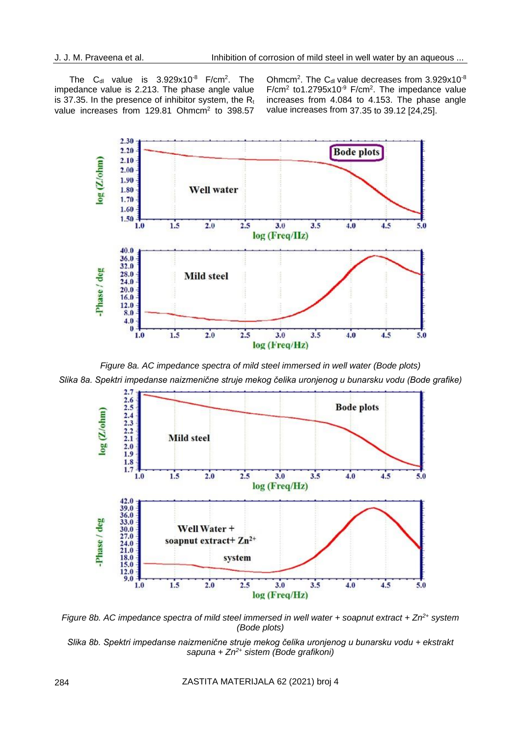The $C_{dl}$ value is $3.929 \times 10^{-8}$ F/cm$^2$. The impedance value is 2.213. The phase angle value is 37.35. In the presence of inhibitor system, the $R_t$ value increases from 129.81 Ohmcm$^2$ to 398.57 Ohmcm$^2$. The $C_{dl}$ value decreases from $3.929 \times 10^{-8}$ F/cm$^2$ to $1.2795 \times 10^{-9}$ F/cm$^2$. The impedance value increases from 4.084 to 4.153. The phase angle value increases from 37.35 to 39.12 [24,25].

*Figure 8a. AC impedance spectra of mild steel immersed in well water (Bode plots)*

*Slika 8a. Spektri impedanse naizmenične struje mekog čelika uronjenog u bunarsku vodu (Bode grafike)*

*Figure 8b. AC impedance spectra of mild steel immersed in well water + soapnut extract + $Zn^{2+}$ system (Bode plots)*

*Slika 8b. Spektri impedanse naizmenične struje mekog čelika uronjenog u bunarsku vodu + ekstrakt sapuna + $Zn^{2+}$ sistem (Bode grafikoni)*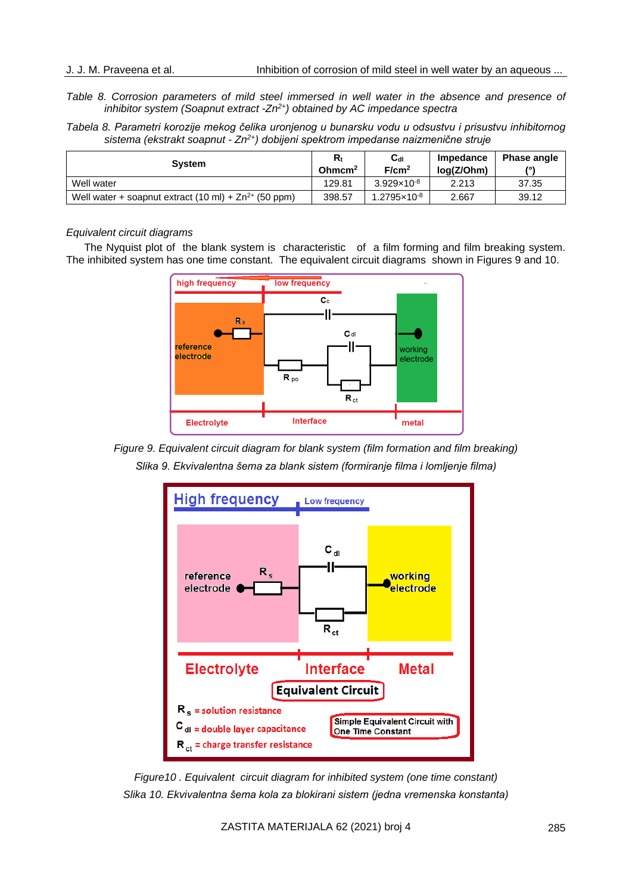*Table 8. Corrosion parameters of mild steel immersed in well water in the absence and presence of inhibitor system (Soapnut extract -$Zn^{2+}$) obtained by AC impedance spectra*

*Tabela 8. Parametri korozije mekog čelika uronjenog u bunarsku vodu u odsustvu i prisustvu inhibitornog sistema (ekstrakt soapnut - $Zn^{2+}$) dobijeni spektrom impedanse naizmenične struje*

| System | $R_t$ Ohmcm$^2$ | $C_{dl}$ F/cm$^2$ | Impedance log(Z/Ohm) | Phase angle (°) |
|---|---|---|---|---|
| Well water | 129.81 | $3.929 \times 10^{-8}$ | 2.213 | 37.35 |
| Well water + soapnut extract (10 ml) + $Zn^{2+}$ (50 ppm) | 398.57 | $1.2795 \times 10^{-8}$ | 2.667 | 39.12 |

*Equivalent circuit diagrams*

The Nyquist plot of the blank system is characteristic of a film forming and film breaking system. The inhibited system has one time constant. The equivalent circuit diagrams shown in Figures 9 and 10.

*Figure 9. Equivalent circuit diagram for blank system (film formation and film breaking)*

*Slika 9. Ekvivalentna šema za blank sistem (formiranje filma i lomljenje filma)*

*Figure10 . Equivalent circuit diagram for inhibited system (one time constant)*

*Slika 10. Ekvivalentna šema kola za blokirani sistem (jedna vremenska konstanta)*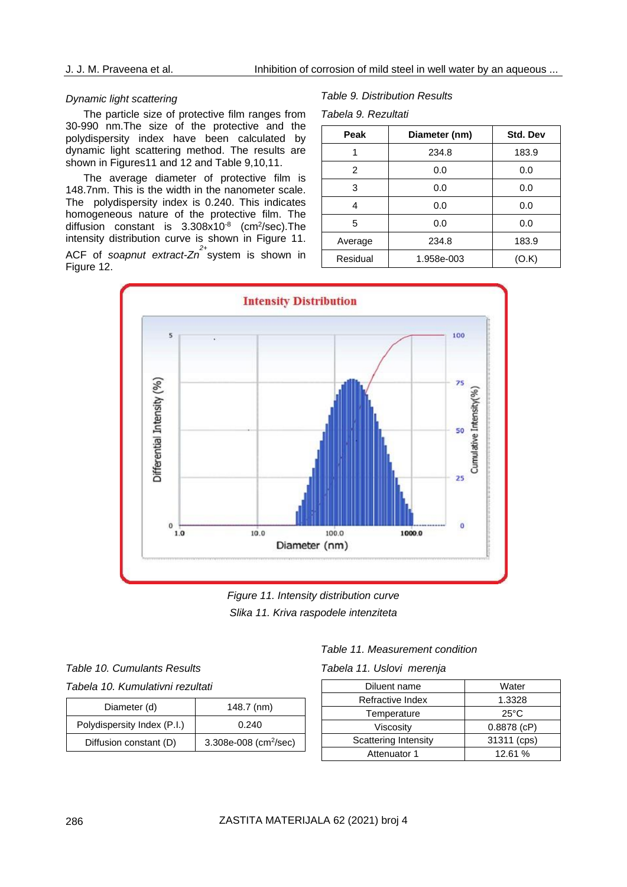*Dynamic light scattering*

The particle size of protective film ranges from 30-990 nm.The size of the protective and the polydispersity index have been calculated by dynamic light scattering method. The results are shown in Figures11 and 12 and Table 9,10,11.

The average diameter of protective film is 148.7nm. This is the width in the nanometer scale. The polydispersity index is 0.240. This indicates homogeneous nature of the protective film. The diffusion constant is $3.308 \times 10^{-8}$ ($cm^2$/sec).The intensity distribution curve is shown in Figure 11. ACF of *soapnut extract-*$Zn^{2+}$ system is shown in Figure 12.

*Table 9. Distribution Results*

*Tabela 9. Rezultati*

| Peak | Diameter (nm) | Std. Dev |
|---|---|---|
| 1 | 234.8 | 183.9 |
| 2 | 0.0 | 0.0 |
| 3 | 0.0 | 0.0 |
| 4 | 0.0 | 0.0 |
| 5 | 0.0 | 0.0 |
| Average | 234.8 | 183.9 |
| Residual | 1.958e-003 | (O.K) |

*Figure 11. Intensity distribution curve*

*Slika 11. Kriva raspodele intenziteta*

*Table 10. Cumulants Results*

*Tabela 10. Kumulativni rezultati*

| Diameter (d) | 148.7 (nm) |
|---|---|
| Polydispersity Index (P.I.) | 0.240 |
| Diffusion constant (D) | 3.308e-008 ($cm^2$/sec) |

*Table 11. Measurement condition*

*Tabela 11. Uslovi merenja*

| Diluent name | Water |
|---|---|
| Refractive Index | 1.3328 |
| Temperature | 25°C |
| Viscosity | 0.8878 (cP) |
| Scattering Intensity | 31311 (cps) |
| Attenuator 1 | 12.61 % |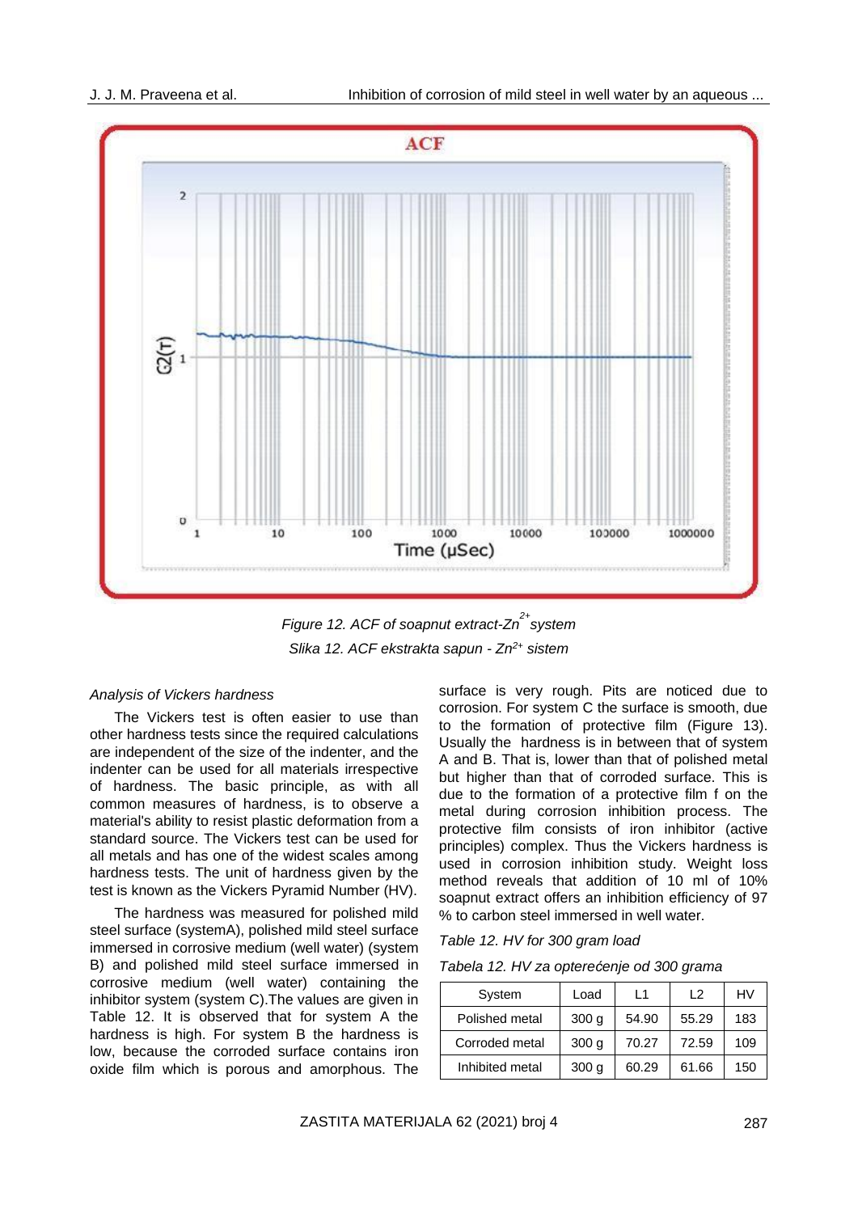Figure 12. ACF of soapnut extract-$Zn^{2+}$ system

Slika 12. ACF ekstrakta sapun - $Zn^{2+}$ sistem

*Analysis of Vickers hardness*

The Vickers test is often easier to use than other hardness tests since the required calculations are independent of the size of the indenter, and the indenter can be used for all materials irrespective of hardness. The basic principle, as with all common measures of hardness, is to observe a material's ability to resist plastic deformation from a standard source. The Vickers test can be used for all metals and has one of the widest scales among hardness tests. The unit of hardness given by the test is known as the Vickers Pyramid Number (HV).

The hardness was measured for polished mild steel surface (systemA), polished mild steel surface immersed in corrosive medium (well water) (system B) and polished mild steel surface immersed in corrosive medium (well water) containing the inhibitor system (system C).The values are given in Table 12. It is observed that for system A the hardness is high. For system B the hardness is low, because the corroded surface contains iron oxide film which is porous and amorphous. The surface is very rough. Pits are noticed due to corrosion. For system C the surface is smooth, due to the formation of protective film (Figure 13). Usually the hardness is in between that of system A and B. That is, lower than that of polished metal but higher than that of corroded surface. This is due to the formation of a protective film f on the metal during corrosion inhibition process. The protective film consists of iron inhibitor (active principles) complex. Thus the Vickers hardness is used in corrosion inhibition study. Weight loss method reveals that addition of 10 ml of 10% soapnut extract offers an inhibition efficiency of 97 % to carbon steel immersed in well water.

*Table 12. HV for 300 gram load*

*Tabela 12. HV za opterećenje od 300 grama*

| System | Load | L1 | L2 | HV |
|---|---|---|---|---|
| Polished metal | 300 g | 54.90 | 55.29 | 183 |
| Corroded metal | 300 g | 70.27 | 72.59 | 109 |
| Inhibited metal | 300 g | 60.29 | 61.66 | 150 |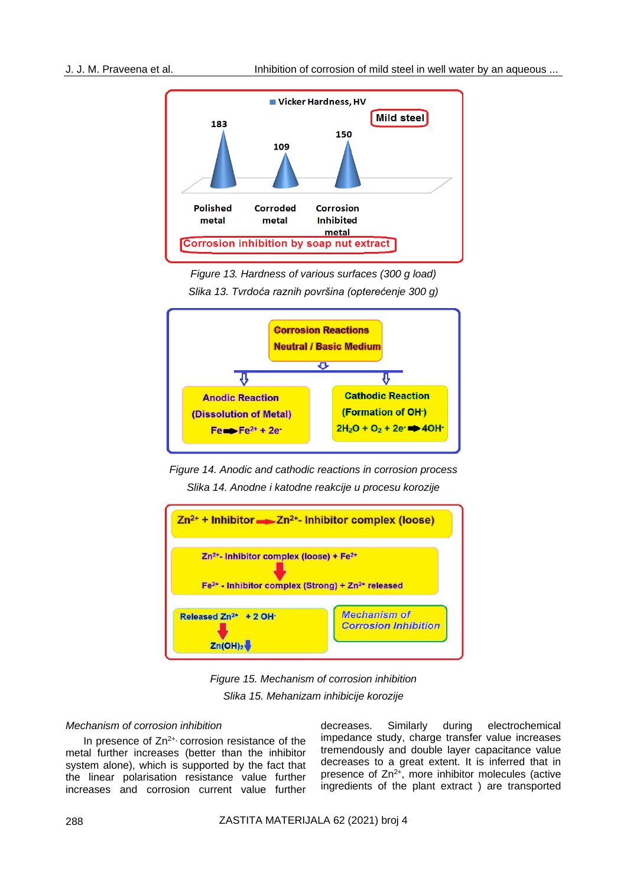Figure 13. Hardness of various surfaces (300 g load)

Slika 13. Tvrdoća raznih površina (opterećenje 300 g)

Figure 14. Anodic and cathodic reactions in corrosion process

Slika 14. Anodne i katodne reakcije u procesu korozije

Figure 15. Mechanism of corrosion inhibition

Slika 15. Mehanizam inhibicije korozije

*Mechanism of corrosion inhibition*

In presence of $Zn^{2+}$, corrosion resistance of the metal further increases (better than the inhibitor system alone), which is supported by the fact that the linear polarisation resistance value further increases and corrosion current value further decreases. Similarly during electrochemical impedance study, charge transfer value increases tremendously and double layer capacitance value decreases to a great extent. It is inferred that in presence of $Zn^{2+}$, more inhibitor molecules (active ingredients of the plant extract ) are transported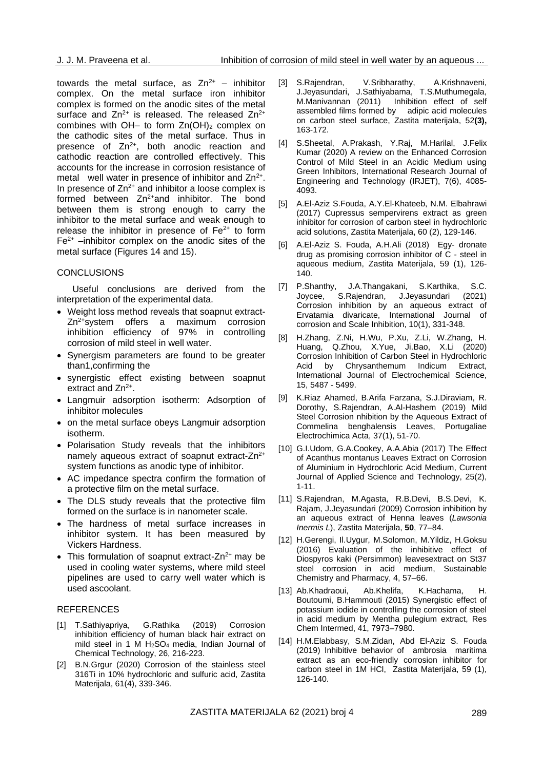towards the metal surface, as $Zn^{2+}$ – inhibitor complex. On the metal surface iron inhibitor complex is formed on the anodic sites of the metal surface and $Zn^{2+}$ is released. The released $Zn^{2+}$ combines with OH– to form $Zn(OH)_2$ complex on the cathodic sites of the metal surface. Thus in presence of $Zn^{2+}$, both anodic reaction and cathodic reaction are controlled effectively. This accounts for the increase in corrosion resistance of metal well water in presence of inhibitor and $Zn^{2+}$. In presence of $Zn^{2+}$ and inhibitor a loose complex is formed between $Zn^{2+}$and inhibitor. The bond between them is strong enough to carry the inhibitor to the metal surface and weak enough to release the inhibitor in presence of $Fe^{2+}$ to form $Fe^{2+}$ –inhibitor complex on the anodic sites of the metal surface (Figures 14 and 15).

## CONCLUSIONS

Useful conclusions are derived from the interpretation of the experimental data.

- Weight loss method reveals that soapnut extract-$Zn^{2+}$system offers a maximum corrosion inhibition efficiency of 97% in controlling corrosion of mild steel in well water.
- Synergism parameters are found to be greater than1,confirming the
- synergistic effect existing between soapnut extract and $Zn^{2+}$.
- Langmuir adsorption isotherm: Adsorption of inhibitor molecules
- on the metal surface obeys Langmuir adsorption isotherm.
- Polarisation Study reveals that the inhibitors namely aqueous extract of soapnut extract-$Zn^{2+}$ system functions as anodic type of inhibitor.
- AC impedance spectra confirm the formation of a protective film on the metal surface.
- The DLS study reveals that the protective film formed on the surface is in nanometer scale.
- The hardness of metal surface increases in inhibitor system. It has been measured by Vickers Hardness.
- This formulation of soapnut extract-$Zn^{2+}$ may be used in cooling water systems, where mild steel pipelines are used to carry well water which is used ascoolant.

## REFERENCES

[1] T.Sathiyapriya, G.Rathika (2019) Corrosion inhibition efficiency of human black hair extract on mild steel in 1 M $H_2SO_4$ media, Indian Journal of Chemical Technology, 26, 216-223.

[2] B.N.Grgur (2020) Corrosion of the stainless steel 316Ti in 10% hydrochloric and sulfuric acid, Zastita Materijala, 61(4), 339-346.

[3] S.Rajendran, V.Sribharathy, A.Krishnaveni, J.Jeyasundari, J.Sathiyabama, T.S.Muthumegala, M.Manivannan (2011) Inhibition effect of self assembled films formed by adipic acid molecules on carbon steel surface, Zastita materijala, 52**(3),** 163-172.

[4] S.Sheetal, A.Prakash, Y.Raj, M.Harilal, J.Felix Kumar (2020) A review on the Enhanced Corrosion Control of Mild Steel in an Acidic Medium using Green Inhibitors, International Research Journal of Engineering and Technology (IRJET), 7(6), 4085-4093.

[5] A.El-Aziz S.Fouda, A.Y.El-Khateeb, N.M. Elbahrawi (2017) Cupressus sempervirens extract as green inhibitor for corrosion of carbon steel in hydrochloric acid solutions, Zastita Materijala, 60 (2), 129-146.

[6] A.El-Aziz S. Fouda, A.H.Ali (2018) Egy- dronate drug as promising corrosion inhibitor of C - steel in aqueous medium, Zastita Materijala, 59 (1), 126-140.

[7] P.Shanthy, J.A.Thangakani, S.Karthika, S.C. Joycee, S.Rajendran, J.Jeyasundari (2021) Corrosion inhibition by an aqueous extract of Ervatamia divaricate, International Journal of corrosion and Scale Inhibition, 10(1), 331-348.

[8] H.Zhang, Z.Ni, H.Wu, P.Xu, Z.Li, W.Zhang, H. Huang, Q.Zhou, X.Yue, Ji.Bao, X.Li (2020) Corrosion Inhibition of Carbon Steel in Hydrochloric Acid by Chrysanthemum Indicum Extract, International Journal of Electrochemical Science, 15, 5487 - 5499.

[9] K.Riaz Ahamed, B.Arifa Farzana, S.J.Diraviam, R. Dorothy, S.Rajendran, A.Al-Hashem (2019) Mild Steel Corrosion nhibition by the Aqueous Extract of Commelina benghalensis Leaves, Portugaliae Electrochimica Acta, 37(1), 51-70.

[10] G.I.Udom, G.A.Cookey, A.A.Abia (2017) The Effect of Acanthus montanus Leaves Extract on Corrosion of Aluminium in Hydrochloric Acid Medium, Current Journal of Applied Science and Technology, 25(2), 1-11.

[11] S.Rajendran, M.Agasta, R.B.Devi, B.S.Devi, K. Rajam, J.Jeyasundari (2009) Corrosion inhibition by an aqueous extract of Henna leaves (*Lawsonia Inermis L*), Zastita Materijala, **50**, 77–84.

[12] H.Gerengi, Il.Uygur, M.Solomon, M.Yildiz, H.Goksu (2016) Evaluation of the inhibitive effect of Diospyros kaki (Persimmon) leavesextract on St37 steel corrosion in acid medium, Sustainable Chemistry and Pharmacy, 4, 57–66.

[13] Ab.Khadraoui, Ab.Khelifa, K.Hachama, H. Boutoumi, B.Hammouti (2015) Synergistic effect of potassium iodide in controlling the corrosion of steel in acid medium by Mentha pulegium extract, Res Chem Intermed, 41, 7973–7980.

[14] H.M.Elabbasy, S.M.Zidan, Abd El-Aziz S. Fouda (2019) Inhibitive behavior of ambrosia maritima extract as an eco-friendly corrosion inhibitor for carbon steel in 1M HCl, Zastita Materijala, 59 (1), 126-140.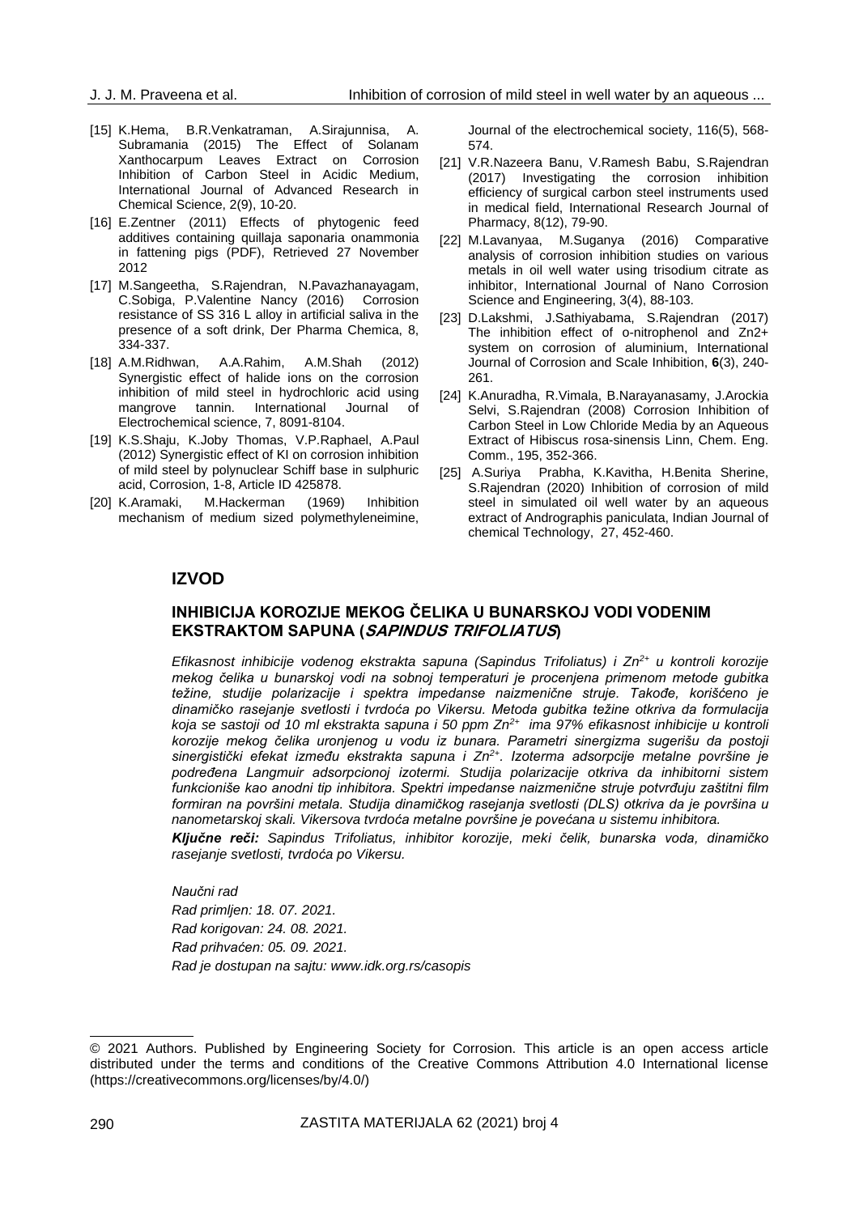[15] K.Hema, B.R.Venkatraman, A.Sirajunnisa, A. Subramania (2015) The Effect of Solanam Xanthocarpum Leaves Extract on Corrosion Inhibition of Carbon Steel in Acidic Medium, International Journal of Advanced Research in Chemical Science, 2(9), 10-20.

[16] E.Zentner (2011) Effects of phytogenic feed additives containing quillaja saponaria onammonia in fattening pigs (PDF), Retrieved 27 November 2012

[17] M.Sangeetha, S.Rajendran, N.Pavazhanayagam, C.Sobiga, P.Valentine Nancy (2016) Corrosion resistance of SS 316 L alloy in artificial saliva in the presence of a soft drink, Der Pharma Chemica, 8, 334-337.

[18] A.M.Ridhwan, A.A.Rahim, A.M.Shah (2012) Synergistic effect of halide ions on the corrosion inhibition of mild steel in hydrochloric acid using mangrove tannin. International Journal of Electrochemical science, 7, 8091-8104.

[19] K.S.Shaju, K.Joby Thomas, V.P.Raphael, A.Paul (2012) Synergistic effect of KI on corrosion inhibition of mild steel by polynuclear Schiff base in sulphuric acid, Corrosion, 1-8, Article ID 425878.

[20] K.Aramaki, M.Hackerman (1969) Inhibition mechanism of medium sized polymethyleneimine, Journal of the electrochemical society, 116(5), 568-574.

[21] V.R.Nazeera Banu, V.Ramesh Babu, S.Rajendran (2017) Investigating the corrosion inhibition efficiency of surgical carbon steel instruments used in medical field, International Research Journal of Pharmacy, 8(12), 79-90.

[22] M.Lavanyaa, M.Suganya (2016) Comparative analysis of corrosion inhibition studies on various metals in oil well water using trisodium citrate as inhibitor, International Journal of Nano Corrosion Science and Engineering, 3(4), 88-103.

[23] D.Lakshmi, J.Sathiyabama, S.Rajendran (2017) The inhibition effect of o-nitrophenol and Zn2+ system on corrosion of aluminium, International Journal of Corrosion and Scale Inhibition, **6**(3), 240-261.

[24] K.Anuradha, R.Vimala, B.Narayanasamy, J.Arockia Selvi, S.Rajendran (2008) Corrosion Inhibition of Carbon Steel in Low Chloride Media by an Aqueous Extract of Hibiscus rosa-sinensis Linn, Chem. Eng. Comm., 195, 352-366.

[25] A.Suriya Prabha, K.Kavitha, H.Benita Sherine, S.Rajendran (2020) Inhibition of corrosion of mild steel in simulated oil well water by an aqueous extract of Andrographis paniculata, Indian Journal of chemical Technology, 27, 452-460.

## IZVOD

### INHIBICIJA KOROZIJE MEKOG ČELIKA U BUNARSKOJ VODI VODENIM EKSTRAKTOM SAPUNA (*SAPINDUS TRIFOLIATUS*)

*Efikasnost inhibicije vodenog ekstrakta sapuna (Sapindus Trifoliatus) i $Zn^{2+}$ u kontroli korozije mekog čelika u bunarskoj vodi na sobnoj temperaturi je procenjena primenom metode gubitka težine, studije polarizacije i spektra impedanse naizmenične struje. Takođe, korišćeno je dinamičko rasejanje svetlosti i tvrdoća po Vikersu. Metoda gubitka težine otkriva da formulacija koja se sastoji od 10 ml ekstrakta sapuna i 50 ppm $Zn^{2+}$ ima 97% efikasnost inhibicije u kontroli korozije mekog čelika uronjenog u vodu iz bunara. Parametri sinergizma sugerišu da postoji sinergistički efekat između ekstrakta sapuna i $Zn^{2+}$. Izoterma adsorpcije metalne površine je podređena Langmuir adsorpcionoj izotermi. Studija polarizacije otkriva da inhibitorni sistem funkcioniše kao anodni tip inhibitora. Spektri impedanse naizmenične struje potvrđuju zaštitni film formiran na površini metala. Studija dinamičkog rasejanja svetlosti (DLS) otkriva da je površina u nanometarskoj skali. Vikersova tvrdoća metalne površine je povećana u sistemu inhibitora.*

***Ključne reči:*** *Sapindus Trifoliatus, inhibitor korozije, meki čelik, bunarska voda, dinamičko rasejanje svetlosti, tvrdoća po Vikersu.*

*Naučni rad*
*Rad primljen: 18. 07. 2021.*
*Rad korigovan: 24. 08. 2021.*
*Rad prihvaćen: 05. 09. 2021.*
*Rad je dostupan na sajtu: www.idk.org.rs/casopis*

© 2021 Authors. Published by Engineering Society for Corrosion. This article is an open access article distributed under the terms and conditions of the Creative Commons Attribution 4.0 International license (https://creativecommons.org/licenses/by/4.0/)